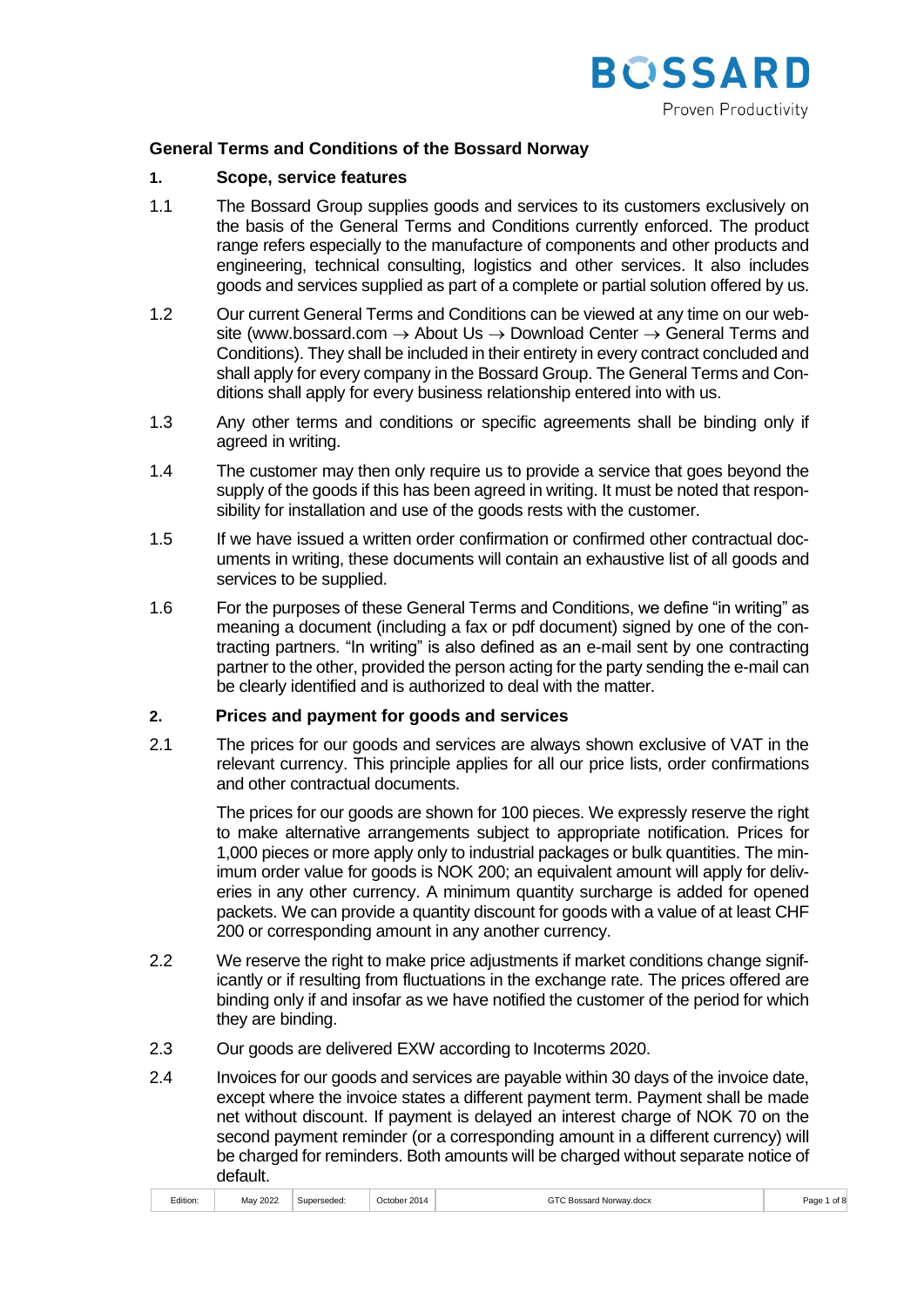## General Terms and Conditions of the Bossard Norway

### 1. Scope, service features

1.1 The Bossard Group supplies goods and services to its customers exclusively on the basis of the General Terms and Conditions currently enforced. The product range refers especially to the manufacture of components and other products and engineering, technical consulting, logistics and other services. It also includes goods and services supplied as part of a complete or partial solution offered by us.

1.2 Our current General Terms and Conditions can be viewed at any time on our website (www.bossard.com → About Us → Download Center → General Terms and Conditions). They shall be included in their entirety in every contract concluded and shall apply for every company in the Bossard Group. The General Terms and Conditions shall apply for every business relationship entered into with us.

1.3 Any other terms and conditions or specific agreements shall be binding only if agreed in writing.

1.4 The customer may then only require us to provide a service that goes beyond the supply of the goods if this has been agreed in writing. It must be noted that responsibility for installation and use of the goods rests with the customer.

1.5 If we have issued a written order confirmation or confirmed other contractual documents in writing, these documents will contain an exhaustive list of all goods and services to be supplied.

1.6 For the purposes of these General Terms and Conditions, we define "in writing" as meaning a document (including a fax or pdf document) signed by one of the contracting partners. "In writing" is also defined as an e-mail sent by one contracting partner to the other, provided the person acting for the party sending the e-mail can be clearly identified and is authorized to deal with the matter.

### 2. Prices and payment for goods and services

2.1 The prices for our goods and services are always shown exclusive of VAT in the relevant currency. This principle applies for all our price lists, order confirmations and other contractual documents.

The prices for our goods are shown for 100 pieces. We expressly reserve the right to make alternative arrangements subject to appropriate notification. Prices for 1,000 pieces or more apply only to industrial packages or bulk quantities. The minimum order value for goods is NOK 200; an equivalent amount will apply for deliveries in any other currency. A minimum quantity surcharge is added for opened packets. We can provide a quantity discount for goods with a value of at least CHF 200 or corresponding amount in any another currency.

2.2 We reserve the right to make price adjustments if market conditions change significantly or if resulting from fluctuations in the exchange rate. The prices offered are binding only if and insofar as we have notified the customer of the period for which they are binding.

2.3 Our goods are delivered EXW according to Incoterms 2020.

2.4 Invoices for our goods and services are payable within 30 days of the invoice date, except where the invoice states a different payment term. Payment shall be made net without discount. If payment is delayed an interest charge of NOK 70 on the second payment reminder (or a corresponding amount in a different currency) will be charged for reminders. Both amounts will be charged without separate notice of default.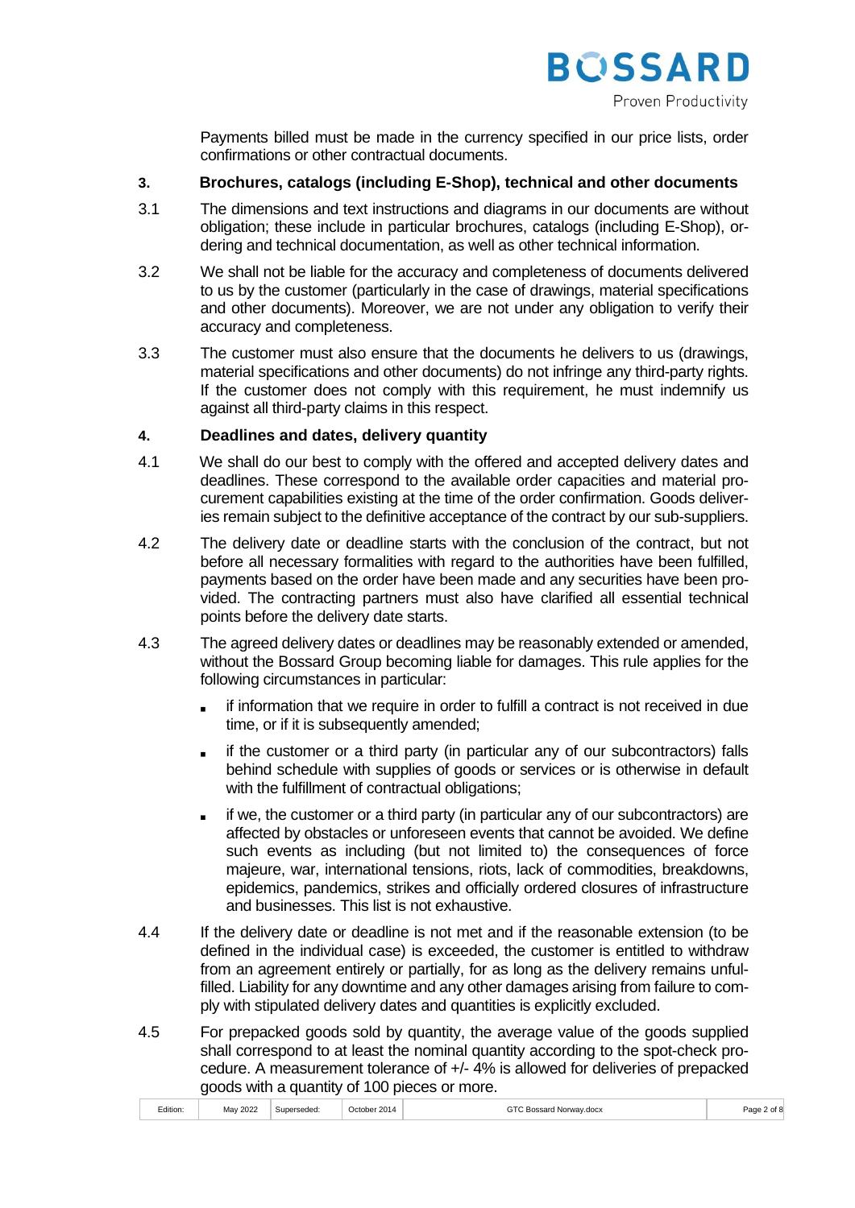Payments billed must be made in the currency specified in our price lists, order confirmations or other contractual documents.

## 3. Brochures, catalogs (including E-Shop), technical and other documents

3.1 The dimensions and text instructions and diagrams in our documents are without obligation; these include in particular brochures, catalogs (including E-Shop), ordering and technical documentation, as well as other technical information.

3.2 We shall not be liable for the accuracy and completeness of documents delivered to us by the customer (particularly in the case of drawings, material specifications and other documents). Moreover, we are not under any obligation to verify their accuracy and completeness.

3.3 The customer must also ensure that the documents he delivers to us (drawings, material specifications and other documents) do not infringe any third-party rights. If the customer does not comply with this requirement, he must indemnify us against all third-party claims in this respect.

## 4. Deadlines and dates, delivery quantity

4.1 We shall do our best to comply with the offered and accepted delivery dates and deadlines. These correspond to the available order capacities and material procurement capabilities existing at the time of the order confirmation. Goods deliveries remain subject to the definitive acceptance of the contract by our sub-suppliers.

4.2 The delivery date or deadline starts with the conclusion of the contract, but not before all necessary formalities with regard to the authorities have been fulfilled, payments based on the order have been made and any securities have been provided. The contracting partners must also have clarified all essential technical points before the delivery date starts.

4.3 The agreed delivery dates or deadlines may be reasonably extended or amended, without the Bossard Group becoming liable for damages. This rule applies for the following circumstances in particular:

- if information that we require in order to fulfill a contract is not received in due time, or if it is subsequently amended;
- if the customer or a third party (in particular any of our subcontractors) falls behind schedule with supplies of goods or services or is otherwise in default with the fulfillment of contractual obligations;
- if we, the customer or a third party (in particular any of our subcontractors) are affected by obstacles or unforeseen events that cannot be avoided. We define such events as including (but not limited to) the consequences of force majeure, war, international tensions, riots, lack of commodities, breakdowns, epidemics, pandemics, strikes and officially ordered closures of infrastructure and businesses. This list is not exhaustive.

4.4 If the delivery date or deadline is not met and if the reasonable extension (to be defined in the individual case) is exceeded, the customer is entitled to withdraw from an agreement entirely or partially, for as long as the delivery remains unfulfilled. Liability for any downtime and any other damages arising from failure to comply with stipulated delivery dates and quantities is explicitly excluded.

4.5 For prepacked goods sold by quantity, the average value of the goods supplied shall correspond to at least the nominal quantity according to the spot-check procedure. A measurement tolerance of +/- 4% is allowed for deliveries of prepacked goods with a quantity of 100 pieces or more.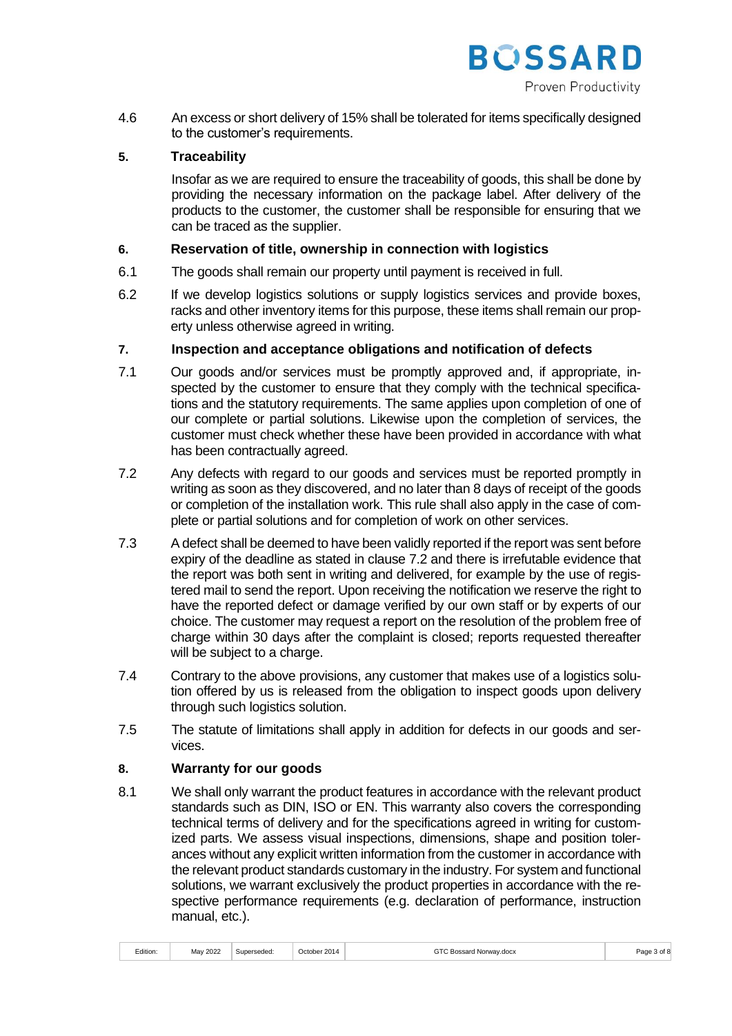4.6 An excess or short delivery of 15% shall be tolerated for items specifically designed to the customer's requirements.

## 5. Traceability

Insofar as we are required to ensure the traceability of goods, this shall be done by providing the necessary information on the package label. After delivery of the products to the customer, the customer shall be responsible for ensuring that we can be traced as the supplier.

## 6. Reservation of title, ownership in connection with logistics

6.1 The goods shall remain our property until payment is received in full.

6.2 If we develop logistics solutions or supply logistics services and provide boxes, racks and other inventory items for this purpose, these items shall remain our property unless otherwise agreed in writing.

## 7. Inspection and acceptance obligations and notification of defects

7.1 Our goods and/or services must be promptly approved and, if appropriate, inspected by the customer to ensure that they comply with the technical specifications and the statutory requirements. The same applies upon completion of one of our complete or partial solutions. Likewise upon the completion of services, the customer must check whether these have been provided in accordance with what has been contractually agreed.

7.2 Any defects with regard to our goods and services must be reported promptly in writing as soon as they discovered, and no later than 8 days of receipt of the goods or completion of the installation work. This rule shall also apply in the case of complete or partial solutions and for completion of work on other services.

7.3 A defect shall be deemed to have been validly reported if the report was sent before expiry of the deadline as stated in clause 7.2 and there is irrefutable evidence that the report was both sent in writing and delivered, for example by the use of registered mail to send the report. Upon receiving the notification we reserve the right to have the reported defect or damage verified by our own staff or by experts of our choice. The customer may request a report on the resolution of the problem free of charge within 30 days after the complaint is closed; reports requested thereafter will be subject to a charge.

7.4 Contrary to the above provisions, any customer that makes use of a logistics solution offered by us is released from the obligation to inspect goods upon delivery through such logistics solution.

7.5 The statute of limitations shall apply in addition for defects in our goods and services.

## 8. Warranty for our goods

8.1 We shall only warrant the product features in accordance with the relevant product standards such as DIN, ISO or EN. This warranty also covers the corresponding technical terms of delivery and for the specifications agreed in writing for customized parts. We assess visual inspections, dimensions, shape and position tolerances without any explicit written information from the customer in accordance with the relevant product standards customary in the industry. For system and functional solutions, we warrant exclusively the product properties in accordance with the respective performance requirements (e.g. declaration of performance, instruction manual, etc.).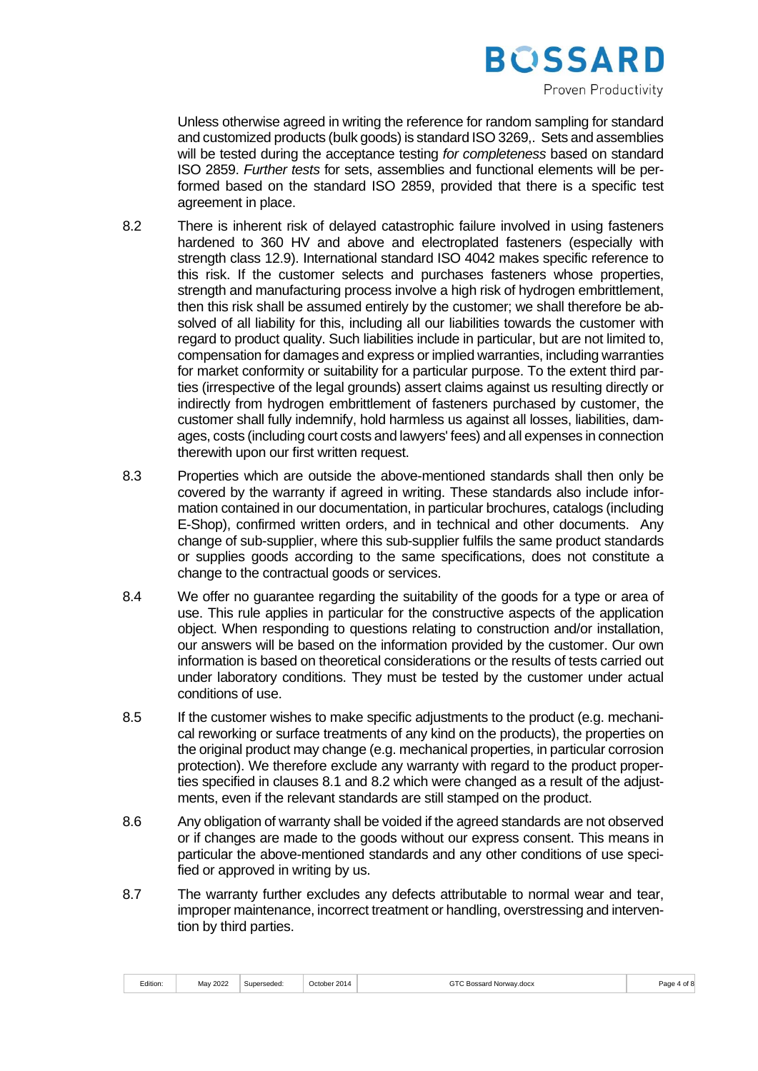Unless otherwise agreed in writing the reference for random sampling for standard and customized products (bulk goods) is standard ISO 3269,. Sets and assemblies will be tested during the acceptance testing *for completeness* based on standard ISO 2859. *Further tests* for sets, assemblies and functional elements will be performed based on the standard ISO 2859, provided that there is a specific test agreement in place.

8.2 There is inherent risk of delayed catastrophic failure involved in using fasteners hardened to 360 HV and above and electroplated fasteners (especially with strength class 12.9). International standard ISO 4042 makes specific reference to this risk. If the customer selects and purchases fasteners whose properties, strength and manufacturing process involve a high risk of hydrogen embrittlement, then this risk shall be assumed entirely by the customer; we shall therefore be absolved of all liability for this, including all our liabilities towards the customer with regard to product quality. Such liabilities include in particular, but are not limited to, compensation for damages and express or implied warranties, including warranties for market conformity or suitability for a particular purpose. To the extent third parties (irrespective of the legal grounds) assert claims against us resulting directly or indirectly from hydrogen embrittlement of fasteners purchased by customer, the customer shall fully indemnify, hold harmless us against all losses, liabilities, damages, costs (including court costs and lawyers' fees) and all expenses in connection therewith upon our first written request.

8.3 Properties which are outside the above-mentioned standards shall then only be covered by the warranty if agreed in writing. These standards also include information contained in our documentation, in particular brochures, catalogs (including E-Shop), confirmed written orders, and in technical and other documents. Any change of sub-supplier, where this sub-supplier fulfils the same product standards or supplies goods according to the same specifications, does not constitute a change to the contractual goods or services.

8.4 We offer no guarantee regarding the suitability of the goods for a type or area of use. This rule applies in particular for the constructive aspects of the application object. When responding to questions relating to construction and/or installation, our answers will be based on the information provided by the customer. Our own information is based on theoretical considerations or the results of tests carried out under laboratory conditions. They must be tested by the customer under actual conditions of use.

8.5 If the customer wishes to make specific adjustments to the product (e.g. mechanical reworking or surface treatments of any kind on the products), the properties on the original product may change (e.g. mechanical properties, in particular corrosion protection). We therefore exclude any warranty with regard to the product properties specified in clauses 8.1 and 8.2 which were changed as a result of the adjustments, even if the relevant standards are still stamped on the product.

8.6 Any obligation of warranty shall be voided if the agreed standards are not observed or if changes are made to the goods without our express consent. This means in particular the above-mentioned standards and any other conditions of use specified or approved in writing by us.

8.7 The warranty further excludes any defects attributable to normal wear and tear, improper maintenance, incorrect treatment or handling, overstressing and intervention by third parties.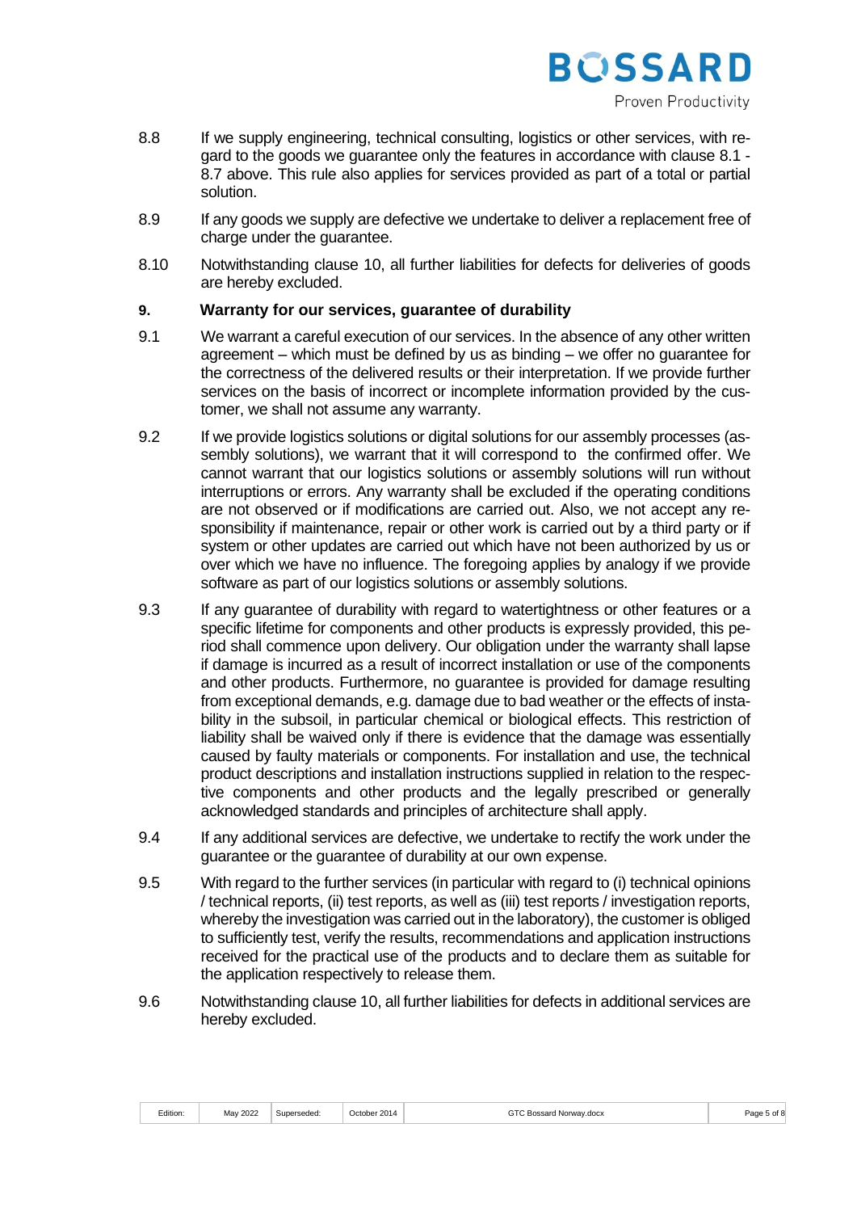8.8 If we supply engineering, technical consulting, logistics or other services, with regard to the goods we guarantee only the features in accordance with clause 8.1 - 8.7 above. This rule also applies for services provided as part of a total or partial solution.

8.9 If any goods we supply are defective we undertake to deliver a replacement free of charge under the guarantee.

8.10 Notwithstanding clause 10, all further liabilities for defects for deliveries of goods are hereby excluded.

## 9. Warranty for our services, guarantee of durability

9.1 We warrant a careful execution of our services. In the absence of any other written agreement – which must be defined by us as binding – we offer no guarantee for the correctness of the delivered results or their interpretation. If we provide further services on the basis of incorrect or incomplete information provided by the customer, we shall not assume any warranty.

9.2 If we provide logistics solutions or digital solutions for our assembly processes (assembly solutions), we warrant that it will correspond to the confirmed offer. We cannot warrant that our logistics solutions or assembly solutions will run without interruptions or errors. Any warranty shall be excluded if the operating conditions are not observed or if modifications are carried out. Also, we not accept any responsibility if maintenance, repair or other work is carried out by a third party or if system or other updates are carried out which have not been authorized by us or over which we have no influence. The foregoing applies by analogy if we provide software as part of our logistics solutions or assembly solutions.

9.3 If any guarantee of durability with regard to watertightness or other features or a specific lifetime for components and other products is expressly provided, this period shall commence upon delivery. Our obligation under the warranty shall lapse if damage is incurred as a result of incorrect installation or use of the components and other products. Furthermore, no guarantee is provided for damage resulting from exceptional demands, e.g. damage due to bad weather or the effects of instability in the subsoil, in particular chemical or biological effects. This restriction of liability shall be waived only if there is evidence that the damage was essentially caused by faulty materials or components. For installation and use, the technical product descriptions and installation instructions supplied in relation to the respective components and other products and the legally prescribed or generally acknowledged standards and principles of architecture shall apply.

9.4 If any additional services are defective, we undertake to rectify the work under the guarantee or the guarantee of durability at our own expense.

9.5 With regard to the further services (in particular with regard to (i) technical opinions / technical reports, (ii) test reports, as well as (iii) test reports / investigation reports, whereby the investigation was carried out in the laboratory), the customer is obliged to sufficiently test, verify the results, recommendations and application instructions received for the practical use of the products and to declare them as suitable for the application respectively to release them.

9.6 Notwithstanding clause 10, all further liabilities for defects in additional services are hereby excluded.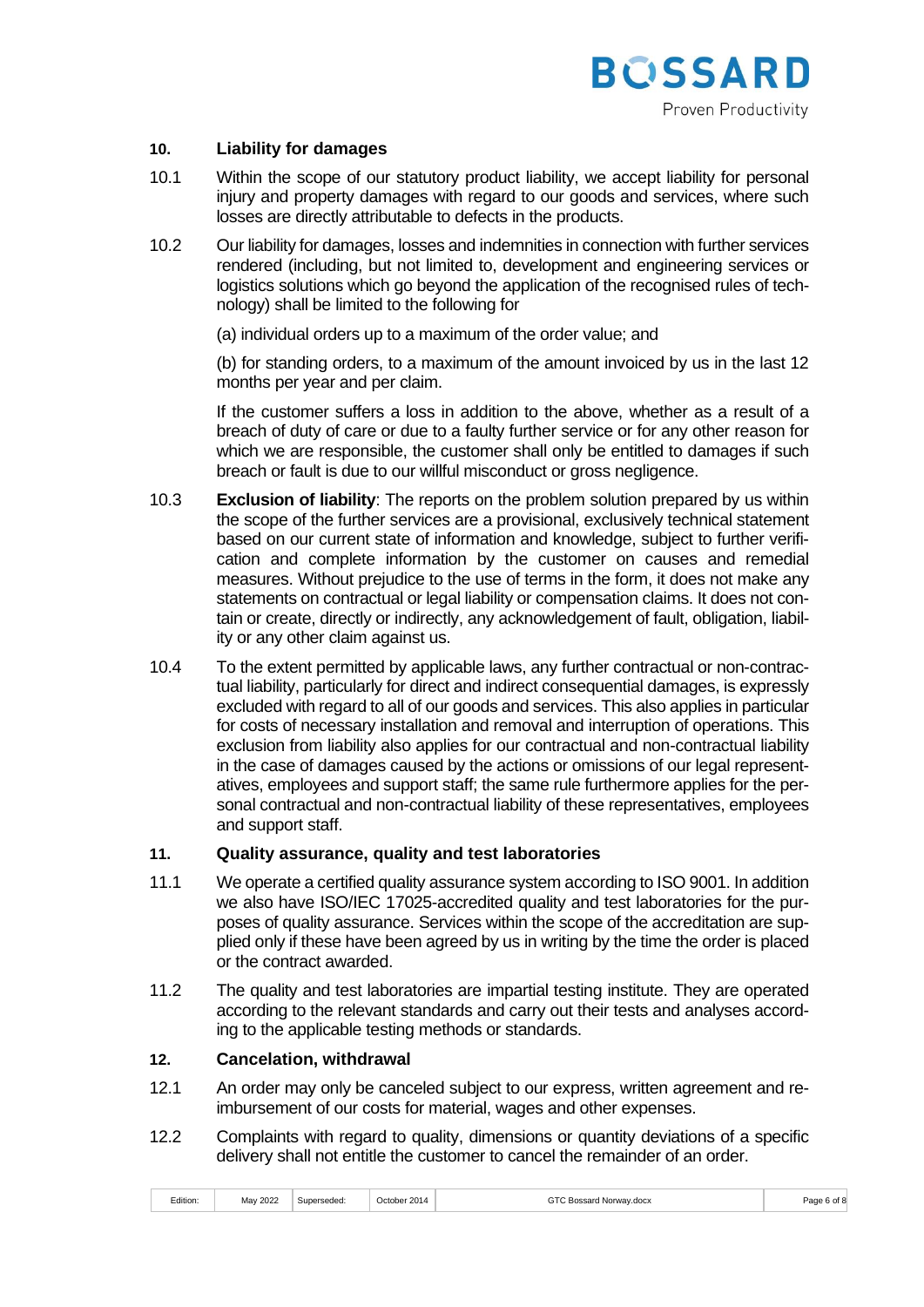## 10. Liability for damages

10.1 Within the scope of our statutory product liability, we accept liability for personal injury and property damages with regard to our goods and services, where such losses are directly attributable to defects in the products.

10.2 Our liability for damages, losses and indemnities in connection with further services rendered (including, but not limited to, development and engineering services or logistics solutions which go beyond the application of the recognised rules of technology) shall be limited to the following for

(a) individual orders up to a maximum of the order value; and

(b) for standing orders, to a maximum of the amount invoiced by us in the last 12 months per year and per claim.

If the customer suffers a loss in addition to the above, whether as a result of a breach of duty of care or due to a faulty further service or for any other reason for which we are responsible, the customer shall only be entitled to damages if such breach or fault is due to our willful misconduct or gross negligence.

10.3 **Exclusion of liability**: The reports on the problem solution prepared by us within the scope of the further services are a provisional, exclusively technical statement based on our current state of information and knowledge, subject to further verification and complete information by the customer on causes and remedial measures. Without prejudice to the use of terms in the form, it does not make any statements on contractual or legal liability or compensation claims. It does not contain or create, directly or indirectly, any acknowledgement of fault, obligation, liability or any other claim against us.

10.4 To the extent permitted by applicable laws, any further contractual or non-contractual liability, particularly for direct and indirect consequential damages, is expressly excluded with regard to all of our goods and services. This also applies in particular for costs of necessary installation and removal and interruption of operations. This exclusion from liability also applies for our contractual and non-contractual liability in the case of damages caused by the actions or omissions of our legal representatives, employees and support staff; the same rule furthermore applies for the personal contractual and non-contractual liability of these representatives, employees and support staff.

## 11. Quality assurance, quality and test laboratories

11.1 We operate a certified quality assurance system according to ISO 9001. In addition we also have ISO/IEC 17025-accredited quality and test laboratories for the purposes of quality assurance. Services within the scope of the accreditation are supplied only if these have been agreed by us in writing by the time the order is placed or the contract awarded.

11.2 The quality and test laboratories are impartial testing institute. They are operated according to the relevant standards and carry out their tests and analyses according to the applicable testing methods or standards.

## 12. Cancelation, withdrawal

12.1 An order may only be canceled subject to our express, written agreement and reimbursement of our costs for material, wages and other expenses.

12.2 Complaints with regard to quality, dimensions or quantity deviations of a specific delivery shall not entitle the customer to cancel the remainder of an order.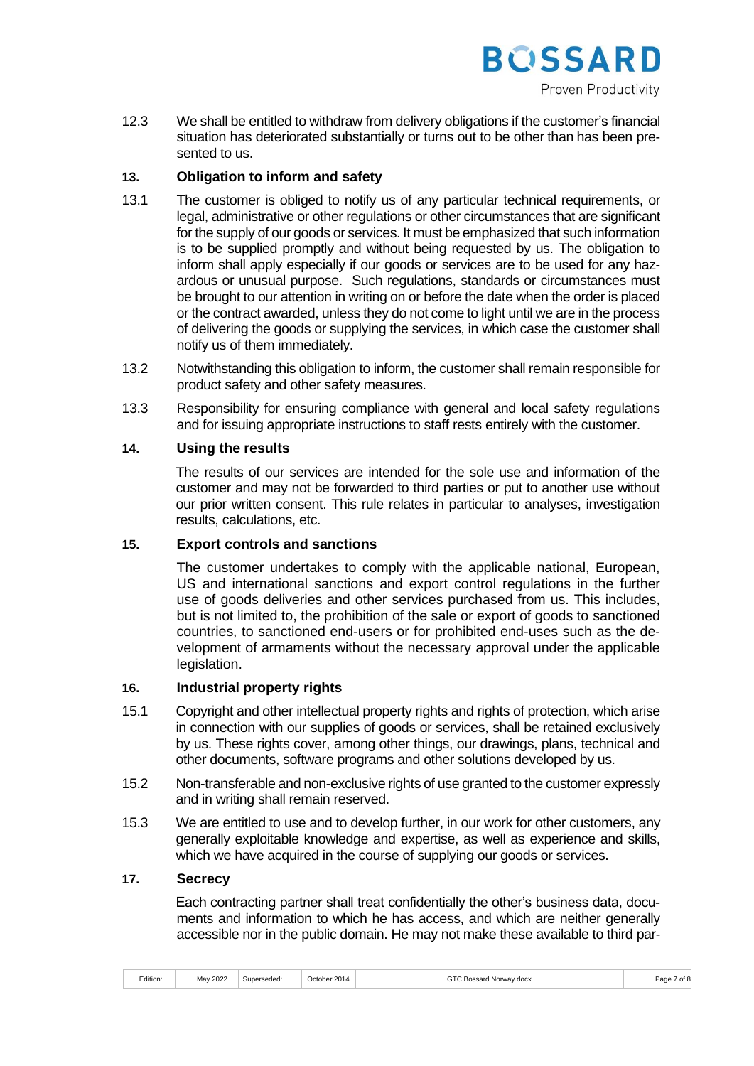12.3 We shall be entitled to withdraw from delivery obligations if the customer's financial situation has deteriorated substantially or turns out to be other than has been presented to us.

### 13. Obligation to inform and safety

13.1 The customer is obliged to notify us of any particular technical requirements, or legal, administrative or other regulations or other circumstances that are significant for the supply of our goods or services. It must be emphasized that such information is to be supplied promptly and without being requested by us. The obligation to inform shall apply especially if our goods or services are to be used for any hazardous or unusual purpose. Such regulations, standards or circumstances must be brought to our attention in writing on or before the date when the order is placed or the contract awarded, unless they do not come to light until we are in the process of delivering the goods or supplying the services, in which case the customer shall notify us of them immediately.

13.2 Notwithstanding this obligation to inform, the customer shall remain responsible for product safety and other safety measures.

13.3 Responsibility for ensuring compliance with general and local safety regulations and for issuing appropriate instructions to staff rests entirely with the customer.

### 14. Using the results

The results of our services are intended for the sole use and information of the customer and may not be forwarded to third parties or put to another use without our prior written consent. This rule relates in particular to analyses, investigation results, calculations, etc.

### 15. Export controls and sanctions

The customer undertakes to comply with the applicable national, European, US and international sanctions and export control regulations in the further use of goods deliveries and other services purchased from us. This includes, but is not limited to, the prohibition of the sale or export of goods to sanctioned countries, to sanctioned end-users or for prohibited end-uses such as the development of armaments without the necessary approval under the applicable legislation.

### 16. Industrial property rights

15.1 Copyright and other intellectual property rights and rights of protection, which arise in connection with our supplies of goods or services, shall be retained exclusively by us. These rights cover, among other things, our drawings, plans, technical and other documents, software programs and other solutions developed by us.

15.2 Non-transferable and non-exclusive rights of use granted to the customer expressly and in writing shall remain reserved.

15.3 We are entitled to use and to develop further, in our work for other customers, any generally exploitable knowledge and expertise, as well as experience and skills, which we have acquired in the course of supplying our goods or services.

### 17. Secrecy

Each contracting partner shall treat confidentially the other's business data, documents and information to which he has access, and which are neither generally accessible nor in the public domain. He may not make these available to third par-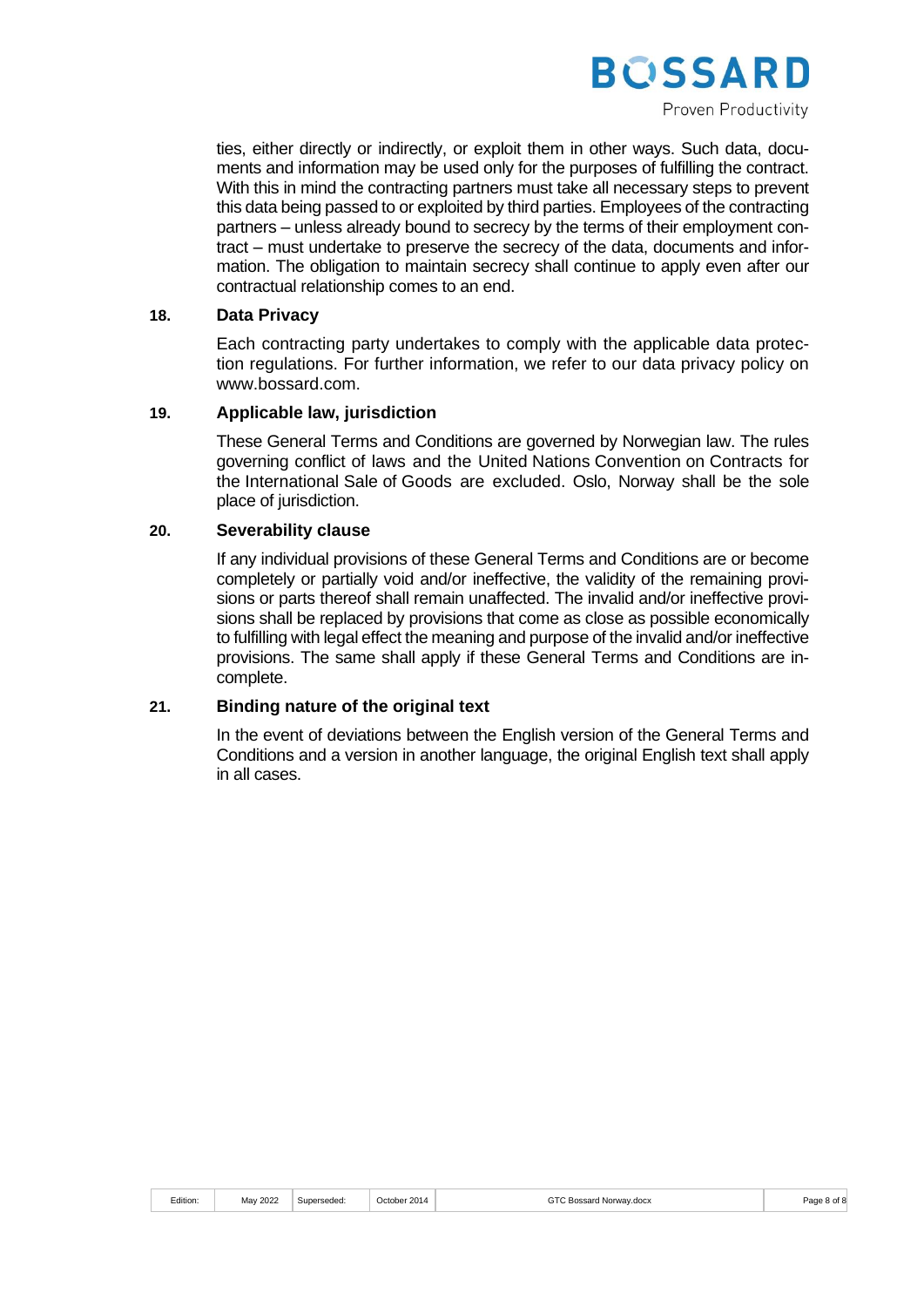ties, either directly or indirectly, or exploit them in other ways. Such data, documents and information may be used only for the purposes of fulfilling the contract. With this in mind the contracting partners must take all necessary steps to prevent this data being passed to or exploited by third parties. Employees of the contracting partners – unless already bound to secrecy by the terms of their employment contract – must undertake to preserve the secrecy of the data, documents and information. The obligation to maintain secrecy shall continue to apply even after our contractual relationship comes to an end.

## 18. Data Privacy

Each contracting party undertakes to comply with the applicable data protection regulations. For further information, we refer to our data privacy policy on www.bossard.com.

## 19. Applicable law, jurisdiction

These General Terms and Conditions are governed by Norwegian law. The rules governing conflict of laws and the United Nations Convention on Contracts for the International Sale of Goods are excluded. Oslo, Norway shall be the sole place of jurisdiction.

## 20. Severability clause

If any individual provisions of these General Terms and Conditions are or become completely or partially void and/or ineffective, the validity of the remaining provisions or parts thereof shall remain unaffected. The invalid and/or ineffective provisions shall be replaced by provisions that come as close as possible economically to fulfilling with legal effect the meaning and purpose of the invalid and/or ineffective provisions. The same shall apply if these General Terms and Conditions are incomplete.

## 21. Binding nature of the original text

In the event of deviations between the English version of the General Terms and Conditions and a version in another language, the original English text shall apply in all cases.